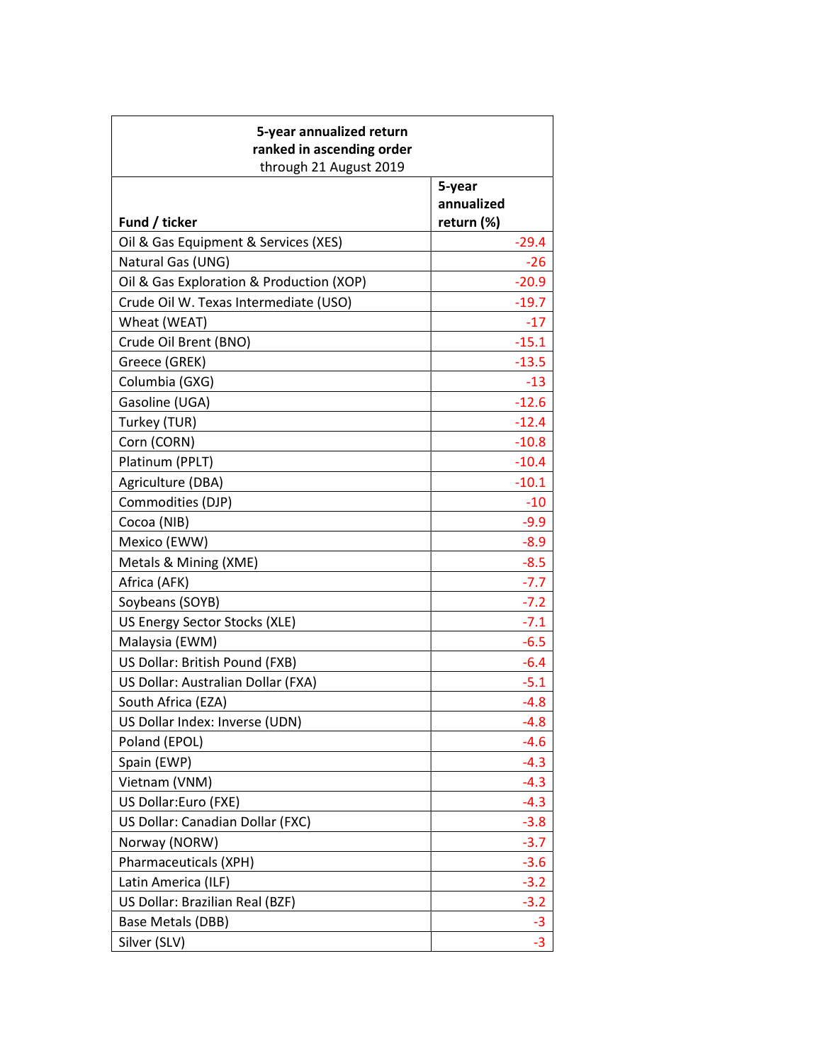| 5-year annualized return ranked in ascending order through 21 August 2019 | |
|---|---|
| **Fund / ticker** | **5-year annualized return (%)** |
| Oil & Gas Equipment & Services (XES) | -29.4 |
| Natural Gas (UNG) | -26 |
| Oil & Gas Exploration & Production (XOP) | -20.9 |
| Crude Oil W. Texas Intermediate (USO) | -19.7 |
| Wheat (WEAT) | -17 |
| Crude Oil Brent (BNO) | -15.1 |
| Greece (GREK) | -13.5 |
| Columbia (GXG) | -13 |
| Gasoline (UGA) | -12.6 |
| Turkey (TUR) | -12.4 |
| Corn (CORN) | -10.8 |
| Platinum (PPLT) | -10.4 |
| Agriculture (DBA) | -10.1 |
| Commodities (DJP) | -10 |
| Cocoa (NIB) | -9.9 |
| Mexico (EWW) | -8.9 |
| Metals & Mining (XME) | -8.5 |
| Africa (AFK) | -7.7 |
| Soybeans (SOYB) | -7.2 |
| US Energy Sector Stocks (XLE) | -7.1 |
| Malaysia (EWM) | -6.5 |
| US Dollar: British Pound (FXB) | -6.4 |
| US Dollar: Australian Dollar (FXA) | -5.1 |
| South Africa (EZA) | -4.8 |
| US Dollar Index: Inverse (UDN) | -4.8 |
| Poland (EPOL) | -4.6 |
| Spain (EWP) | -4.3 |
| Vietnam (VNM) | -4.3 |
| US Dollar:Euro (FXE) | -4.3 |
| US Dollar: Canadian Dollar (FXC) | -3.8 |
| Norway (NORW) | -3.7 |
| Pharmaceuticals (XPH) | -3.6 |
| Latin America (ILF) | -3.2 |
| US Dollar: Brazilian Real (BZF) | -3.2 |
| Base Metals (DBB) | -3 |
| Silver (SLV) | -3 |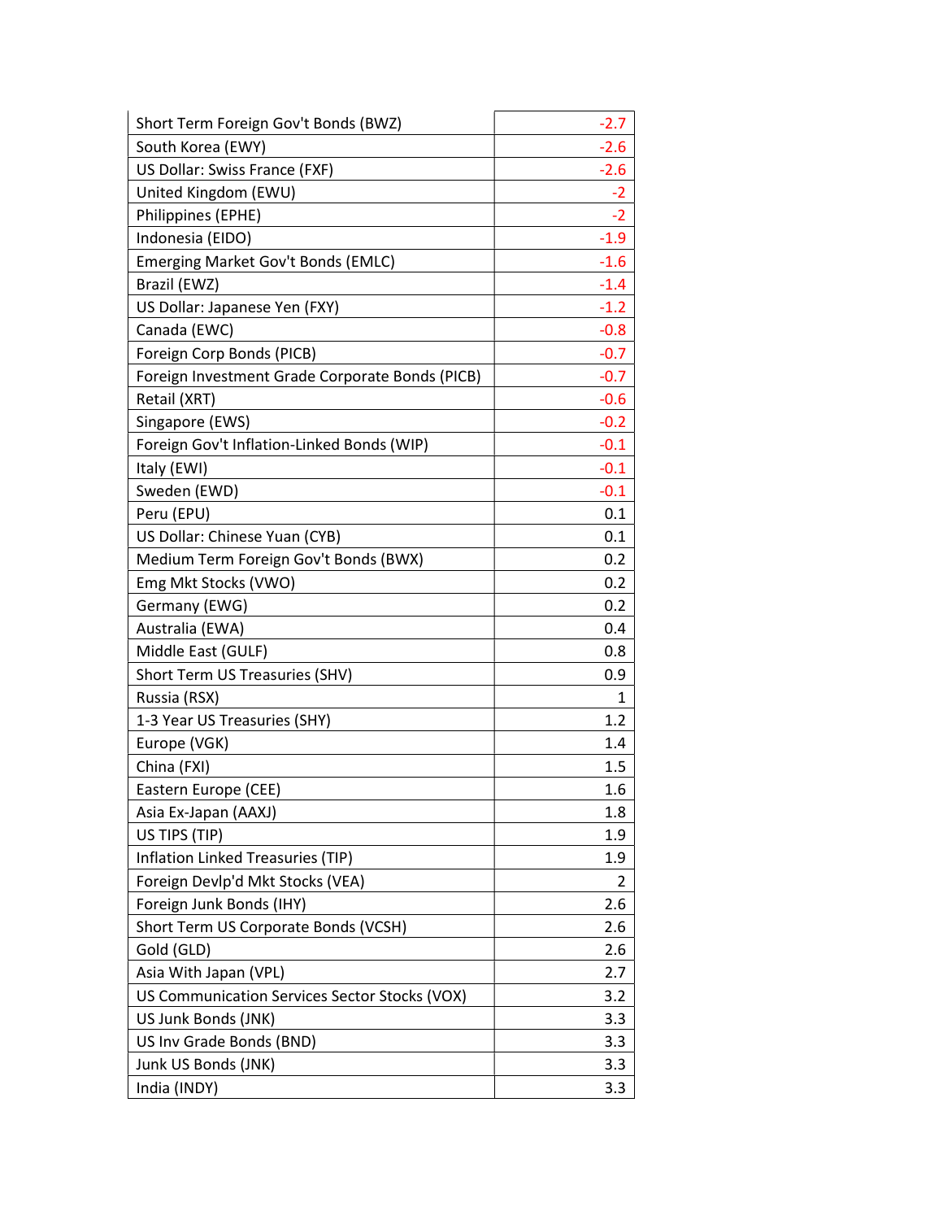| | |
|---|---|
| Short Term Foreign Gov't Bonds (BWZ) | -2.7 |
| South Korea (EWY) | -2.6 |
| US Dollar: Swiss France (FXF) | -2.6 |
| United Kingdom (EWU) | -2 |
| Philippines (EPHE) | -2 |
| Indonesia (EIDO) | -1.9 |
| Emerging Market Gov't Bonds (EMLC) | -1.6 |
| Brazil (EWZ) | -1.4 |
| US Dollar: Japanese Yen (FXY) | -1.2 |
| Canada (EWC) | -0.8 |
| Foreign Corp Bonds (PICB) | -0.7 |
| Foreign Investment Grade Corporate Bonds (PICB) | -0.7 |
| Retail (XRT) | -0.6 |
| Singapore (EWS) | -0.2 |
| Foreign Gov't Inflation-Linked Bonds (WIP) | -0.1 |
| Italy (EWI) | -0.1 |
| Sweden (EWD) | -0.1 |
| Peru (EPU) | 0.1 |
| US Dollar: Chinese Yuan (CYB) | 0.1 |
| Medium Term Foreign Gov't Bonds (BWX) | 0.2 |
| Emg Mkt Stocks (VWO) | 0.2 |
| Germany (EWG) | 0.2 |
| Australia (EWA) | 0.4 |
| Middle East (GULF) | 0.8 |
| Short Term US Treasuries (SHV) | 0.9 |
| Russia (RSX) | 1 |
| 1-3 Year US Treasuries (SHY) | 1.2 |
| Europe (VGK) | 1.4 |
| China (FXI) | 1.5 |
| Eastern Europe (CEE) | 1.6 |
| Asia Ex-Japan (AAXJ) | 1.8 |
| US TIPS (TIP) | 1.9 |
| Inflation Linked Treasuries (TIP) | 1.9 |
| Foreign Devlp'd Mkt Stocks (VEA) | 2 |
| Foreign Junk Bonds (IHY) | 2.6 |
| Short Term US Corporate Bonds (VCSH) | 2.6 |
| Gold (GLD) | 2.6 |
| Asia With Japan (VPL) | 2.7 |
| US Communication Services Sector Stocks (VOX) | 3.2 |
| US Junk Bonds (JNK) | 3.3 |
| US Inv Grade Bonds (BND) | 3.3 |
| Junk US Bonds (JNK) | 3.3 |
| India (INDY) | 3.3 |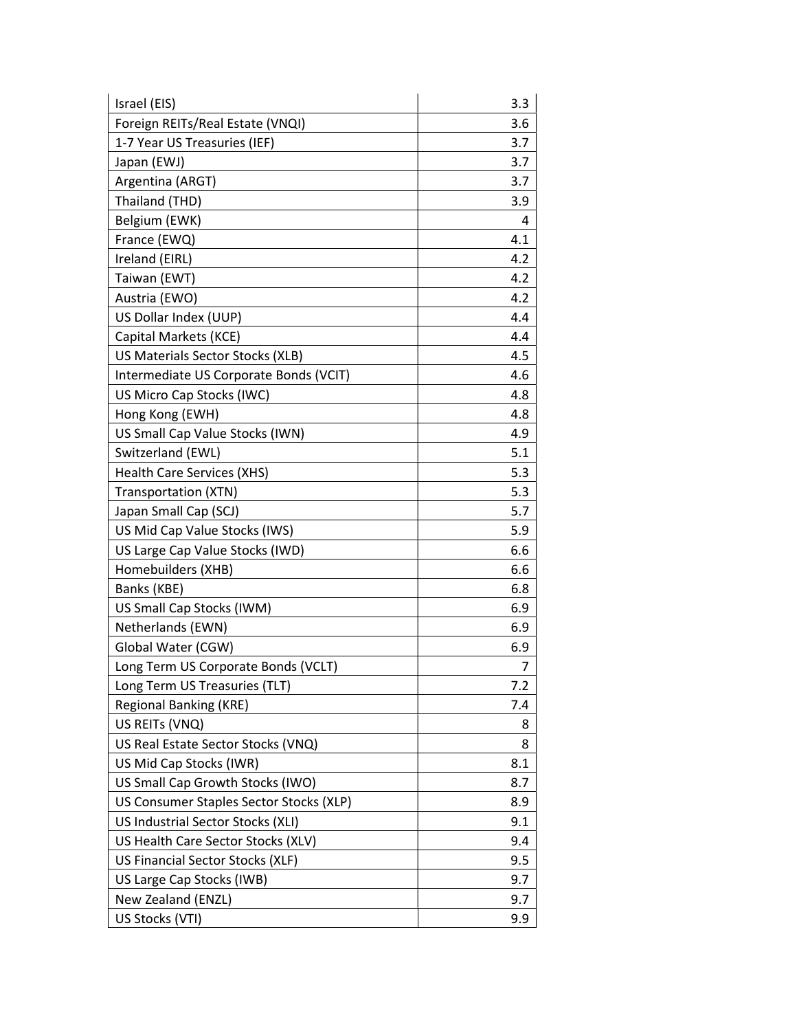| | |
|---|---|
| Israel (EIS) | 3.3 |
| Foreign REITs/Real Estate (VNQI) | 3.6 |
| 1-7 Year US Treasuries (IEF) | 3.7 |
| Japan (EWJ) | 3.7 |
| Argentina (ARGT) | 3.7 |
| Thailand (THD) | 3.9 |
| Belgium (EWK) | 4 |
| France (EWQ) | 4.1 |
| Ireland (EIRL) | 4.2 |
| Taiwan (EWT) | 4.2 |
| Austria (EWO) | 4.2 |
| US Dollar Index (UUP) | 4.4 |
| Capital Markets (KCE) | 4.4 |
| US Materials Sector Stocks (XLB) | 4.5 |
| Intermediate US Corporate Bonds (VCIT) | 4.6 |
| US Micro Cap Stocks (IWC) | 4.8 |
| Hong Kong (EWH) | 4.8 |
| US Small Cap Value Stocks (IWN) | 4.9 |
| Switzerland (EWL) | 5.1 |
| Health Care Services (XHS) | 5.3 |
| Transportation (XTN) | 5.3 |
| Japan Small Cap (SCJ) | 5.7 |
| US Mid Cap Value Stocks (IWS) | 5.9 |
| US Large Cap Value Stocks (IWD) | 6.6 |
| Homebuilders (XHB) | 6.6 |
| Banks (KBE) | 6.8 |
| US Small Cap Stocks (IWM) | 6.9 |
| Netherlands (EWN) | 6.9 |
| Global Water (CGW) | 6.9 |
| Long Term US Corporate Bonds (VCLT) | 7 |
| Long Term US Treasuries (TLT) | 7.2 |
| Regional Banking (KRE) | 7.4 |
| US REITs (VNQ) | 8 |
| US Real Estate Sector Stocks (VNQ) | 8 |
| US Mid Cap Stocks (IWR) | 8.1 |
| US Small Cap Growth Stocks (IWO) | 8.7 |
| US Consumer Staples Sector Stocks (XLP) | 8.9 |
| US Industrial Sector Stocks (XLI) | 9.1 |
| US Health Care Sector Stocks (XLV) | 9.4 |
| US Financial Sector Stocks (XLF) | 9.5 |
| US Large Cap Stocks (IWB) | 9.7 |
| New Zealand (ENZL) | 9.7 |
| US Stocks (VTI) | 9.9 |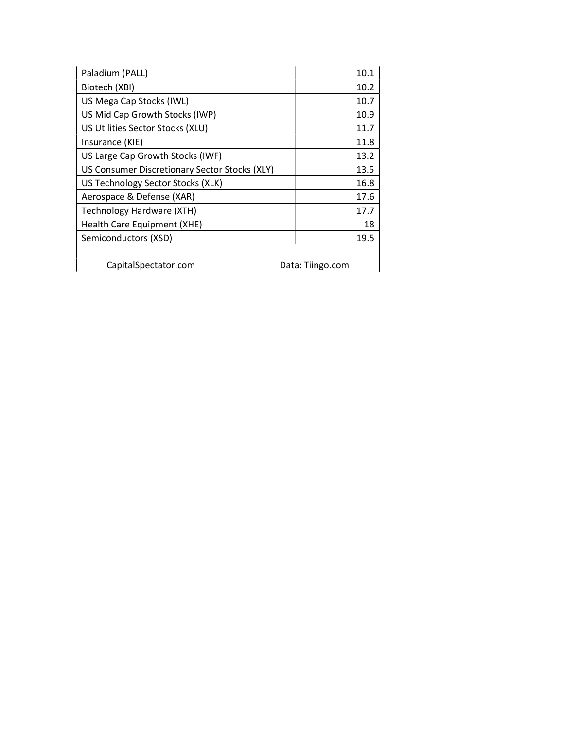| | |
|---|---|
| Paladium (PALL) | 10.1 |
| Biotech (XBI) | 10.2 |
| US Mega Cap Stocks (IWL) | 10.7 |
| US Mid Cap Growth Stocks (IWP) | 10.9 |
| US Utilities Sector Stocks (XLU) | 11.7 |
| Insurance (KIE) | 11.8 |
| US Large Cap Growth Stocks (IWF) | 13.2 |
| US Consumer Discretionary Sector Stocks (XLY) | 13.5 |
| US Technology Sector Stocks (XLK) | 16.8 |
| Aerospace & Defense (XAR) | 17.6 |
| Technology Hardware (XTH) | 17.7 |
| Health Care Equipment (XHE) | 18 |
| Semiconductors (XSD) | 19.5 |
| | |
| CapitalSpectator.com | Data: Tiingo.com |